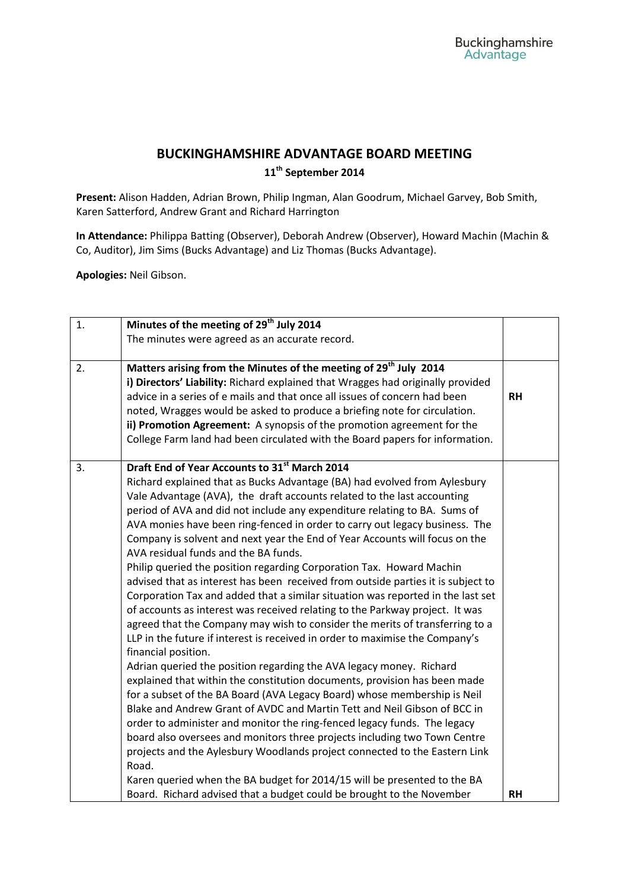# BUCKINGHAMSHIRE ADVANTAGE BOARD MEETING

**11th September 2014**

**Present:** Alison Hadden, Adrian Brown, Philip Ingman, Alan Goodrum, Michael Garvey, Bob Smith, Karen Satterford, Andrew Grant and Richard Harrington

**In Attendance:** Philippa Batting (Observer), Deborah Andrew (Observer), Howard Machin (Machin & Co, Auditor), Jim Sims (Bucks Advantage) and Liz Thomas (Bucks Advantage).

**Apologies:** Neil Gibson.

| | | |
|---|---|---|
| 1. | **Minutes of the meeting of 29th July 2014**<br>The minutes were agreed as an accurate record. | |
| 2. | **Matters arising from the Minutes of the meeting of 29th July 2014**<br>**i) Directors' Liability:** Richard explained that Wragges had originally provided advice in a series of e mails and that once all issues of concern had been noted, Wragges would be asked to produce a briefing note for circulation.<br>**ii) Promotion Agreement:** A synopsis of the promotion agreement for the College Farm land had been circulated with the Board papers for information. | **RH** |
| 3. | **Draft End of Year Accounts to 31st March 2014**<br>Richard explained that as Bucks Advantage (BA) had evolved from Aylesbury Vale Advantage (AVA), the draft accounts related to the last accounting period of AVA and did not include any expenditure relating to BA. Sums of AVA monies have been ring-fenced in order to carry out legacy business. The Company is solvent and next year the End of Year Accounts will focus on the AVA residual funds and the BA funds.<br>Philip queried the position regarding Corporation Tax. Howard Machin advised that as interest has been received from outside parties it is subject to Corporation Tax and added that a similar situation was reported in the last set of accounts as interest was received relating to the Parkway project. It was agreed that the Company may wish to consider the merits of transferring to a LLP in the future if interest is received in order to maximise the Company's financial position.<br>Adrian queried the position regarding the AVA legacy money. Richard explained that within the constitution documents, provision has been made for a subset of the BA Board (AVA Legacy Board) whose membership is Neil Blake and Andrew Grant of AVDC and Martin Tett and Neil Gibson of BCC in order to administer and monitor the ring-fenced legacy funds. The legacy board also oversees and monitors three projects including two Town Centre projects and the Aylesbury Woodlands project connected to the Eastern Link Road.<br>Karen queried when the BA budget for 2014/15 will be presented to the BA Board. Richard advised that a budget could be brought to the November | **RH** |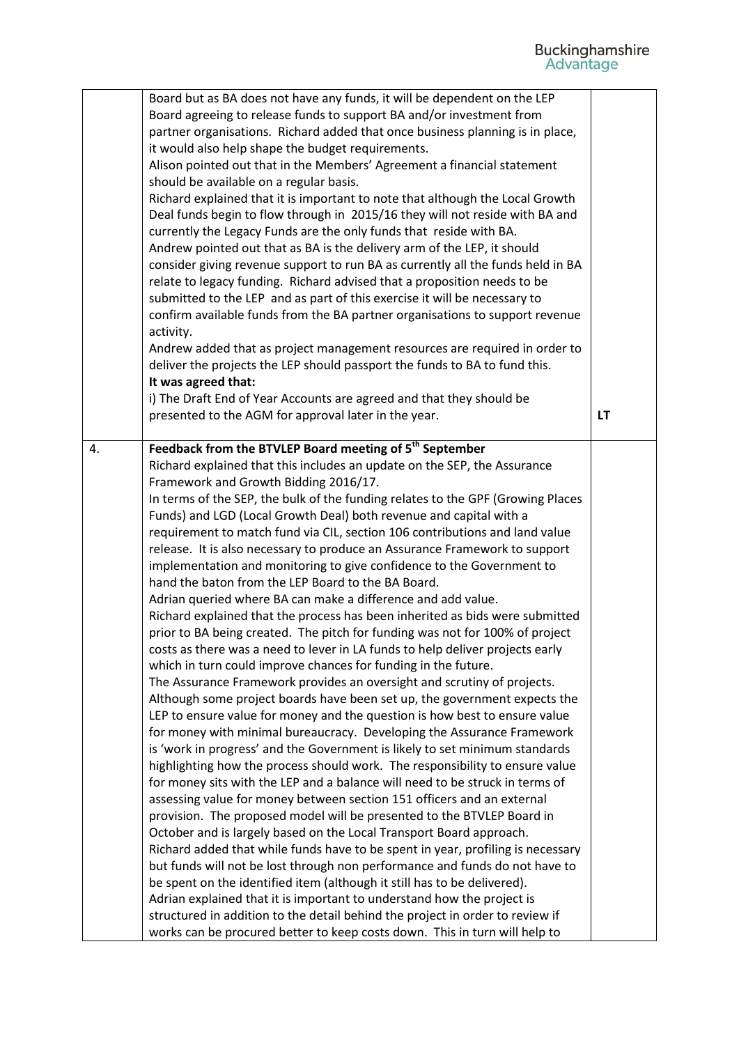| | | |
|---|---|---|
| | Board but as BA does not have any funds, it will be dependent on the LEP Board agreeing to release funds to support BA and/or investment from partner organisations. Richard added that once business planning is in place, it would also help shape the budget requirements.<br>Alison pointed out that in the Members' Agreement a financial statement should be available on a regular basis.<br>Richard explained that it is important to note that although the Local Growth Deal funds begin to flow through in 2015/16 they will not reside with BA and currently the Legacy Funds are the only funds that reside with BA.<br>Andrew pointed out that as BA is the delivery arm of the LEP, it should consider giving revenue support to run BA as currently all the funds held in BA relate to legacy funding. Richard advised that a proposition needs to be submitted to the LEP and as part of this exercise it will be necessary to confirm available funds from the BA partner organisations to support revenue activity.<br>Andrew added that as project management resources are required in order to deliver the projects the LEP should passport the funds to BA to fund this.<br>**It was agreed that:**<br>i) The Draft End of Year Accounts are agreed and that they should be presented to the AGM for approval later in the year. | **LT** |
| 4. | **Feedback from the BTVLEP Board meeting of 5th September**<br>Richard explained that this includes an update on the SEP, the Assurance Framework and Growth Bidding 2016/17.<br>In terms of the SEP, the bulk of the funding relates to the GPF (Growing Places Funds) and LGD (Local Growth Deal) both revenue and capital with a requirement to match fund via CIL, section 106 contributions and land value release. It is also necessary to produce an Assurance Framework to support implementation and monitoring to give confidence to the Government to hand the baton from the LEP Board to the BA Board.<br>Adrian queried where BA can make a difference and add value.<br>Richard explained that the process has been inherited as bids were submitted prior to BA being created. The pitch for funding was not for 100% of project costs as there was a need to lever in LA funds to help deliver projects early which in turn could improve chances for funding in the future.<br>The Assurance Framework provides an oversight and scrutiny of projects. Although some project boards have been set up, the government expects the LEP to ensure value for money and the question is how best to ensure value for money with minimal bureaucracy. Developing the Assurance Framework is 'work in progress' and the Government is likely to set minimum standards highlighting how the process should work. The responsibility to ensure value for money sits with the LEP and a balance will need to be struck in terms of assessing value for money between section 151 officers and an external provision. The proposed model will be presented to the BTVLEP Board in October and is largely based on the Local Transport Board approach.<br>Richard added that while funds have to be spent in year, profiling is necessary but funds will not be lost through non performance and funds do not have to be spent on the identified item (although it still has to be delivered).<br>Adrian explained that it is important to understand how the project is structured in addition to the detail behind the project in order to review if works can be procured better to keep costs down. This in turn will help to | |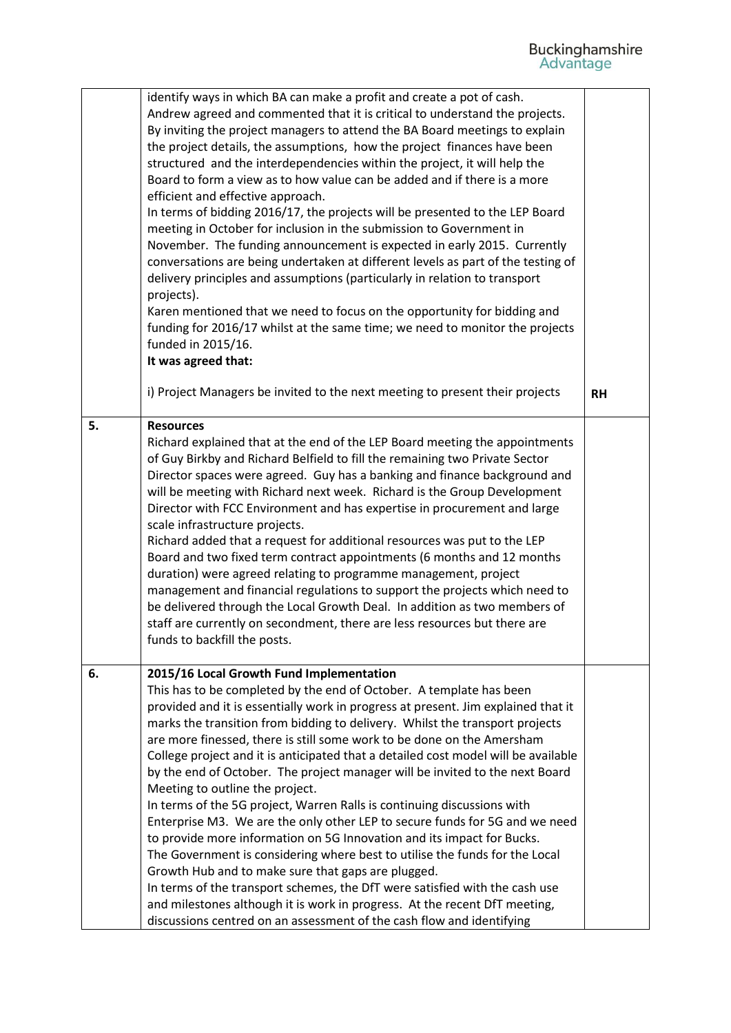| | | |
|---|---|---|
| | identify ways in which BA can make a profit and create a pot of cash.<br>Andrew agreed and commented that it is critical to understand the projects. By inviting the project managers to attend the BA Board meetings to explain the project details, the assumptions, how the project finances have been structured and the interdependencies within the project, it will help the Board to form a view as to how value can be added and if there is a more efficient and effective approach.<br>In terms of bidding 2016/17, the projects will be presented to the LEP Board meeting in October for inclusion in the submission to Government in November. The funding announcement is expected in early 2015. Currently conversations are being undertaken at different levels as part of the testing of delivery principles and assumptions (particularly in relation to transport projects).<br>Karen mentioned that we need to focus on the opportunity for bidding and funding for 2016/17 whilst at the same time; we need to monitor the projects funded in 2015/16.<br>**It was agreed that:**<br><br>i) Project Managers be invited to the next meeting to present their projects | **RH** |
| 5. | **Resources**<br>Richard explained that at the end of the LEP Board meeting the appointments of Guy Birkby and Richard Belfield to fill the remaining two Private Sector Director spaces were agreed. Guy has a banking and finance background and will be meeting with Richard next week. Richard is the Group Development Director with FCC Environment and has expertise in procurement and large scale infrastructure projects.<br>Richard added that a request for additional resources was put to the LEP Board and two fixed term contract appointments (6 months and 12 months duration) were agreed relating to programme management, project management and financial regulations to support the projects which need to be delivered through the Local Growth Deal. In addition as two members of staff are currently on secondment, there are less resources but there are funds to backfill the posts. | |
| 6. | **2015/16 Local Growth Fund Implementation**<br>This has to be completed by the end of October. A template has been provided and it is essentially work in progress at present. Jim explained that it marks the transition from bidding to delivery. Whilst the transport projects are more finessed, there is still some work to be done on the Amersham College project and it is anticipated that a detailed cost model will be available by the end of October. The project manager will be invited to the next Board Meeting to outline the project.<br>In terms of the 5G project, Warren Ralls is continuing discussions with Enterprise M3. We are the only other LEP to secure funds for 5G and we need to provide more information on 5G Innovation and its impact for Bucks.<br>The Government is considering where best to utilise the funds for the Local Growth Hub and to make sure that gaps are plugged.<br>In terms of the transport schemes, the DfT were satisfied with the cash use and milestones although it is work in progress. At the recent DfT meeting, discussions centred on an assessment of the cash flow and identifying | |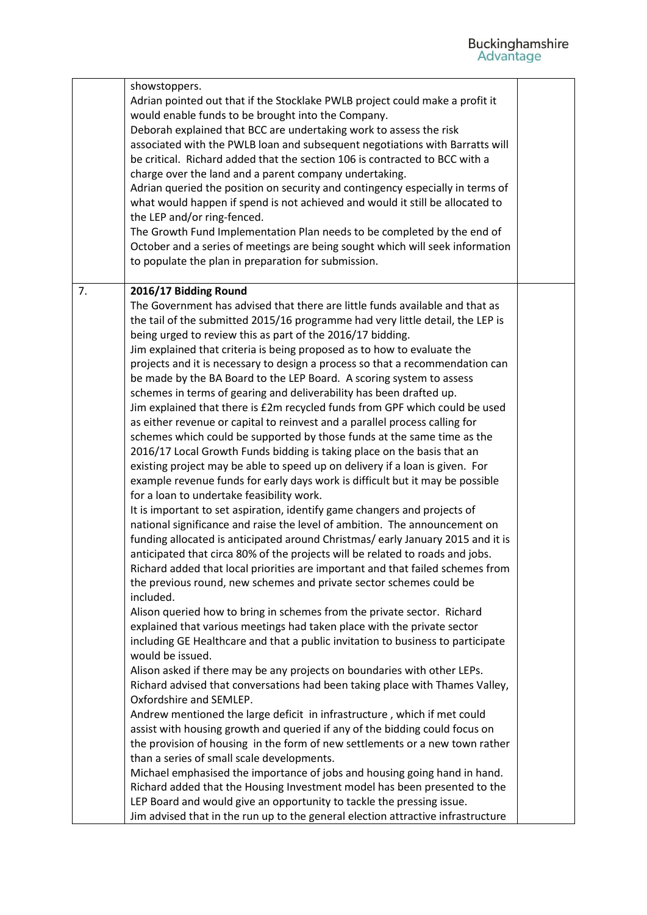| | | |
|---|---|---|
| | showstoppers.<br>Adrian pointed out that if the Stocklake PWLB project could make a profit it would enable funds to be brought into the Company.<br>Deborah explained that BCC are undertaking work to assess the risk associated with the PWLB loan and subsequent negotiations with Barratts will be critical. Richard added that the section 106 is contracted to BCC with a charge over the land and a parent company undertaking.<br>Adrian queried the position on security and contingency especially in terms of what would happen if spend is not achieved and would it still be allocated to the LEP and/or ring-fenced.<br>The Growth Fund Implementation Plan needs to be completed by the end of October and a series of meetings are being sought which will seek information to populate the plan in preparation for submission. | |
| 7. | **2016/17 Bidding Round**<br>The Government has advised that there are little funds available and that as the tail of the submitted 2015/16 programme had very little detail, the LEP is being urged to review this as part of the 2016/17 bidding.<br>Jim explained that criteria is being proposed as to how to evaluate the projects and it is necessary to design a process so that a recommendation can be made by the BA Board to the LEP Board. A scoring system to assess schemes in terms of gearing and deliverability has been drafted up.<br>Jim explained that there is £2m recycled funds from GPF which could be used as either revenue or capital to reinvest and a parallel process calling for schemes which could be supported by those funds at the same time as the 2016/17 Local Growth Funds bidding is taking place on the basis that an existing project may be able to speed up on delivery if a loan is given. For example revenue funds for early days work is difficult but it may be possible for a loan to undertake feasibility work.<br>It is important to set aspiration, identify game changers and projects of national significance and raise the level of ambition. The announcement on funding allocated is anticipated around Christmas/ early January 2015 and it is anticipated that circa 80% of the projects will be related to roads and jobs.<br>Richard added that local priorities are important and that failed schemes from the previous round, new schemes and private sector schemes could be included.<br>Alison queried how to bring in schemes from the private sector. Richard explained that various meetings had taken place with the private sector including GE Healthcare and that a public invitation to business to participate would be issued.<br>Alison asked if there may be any projects on boundaries with other LEPs. Richard advised that conversations had been taking place with Thames Valley, Oxfordshire and SEMLEP.<br>Andrew mentioned the large deficit in infrastructure , which if met could assist with housing growth and queried if any of the bidding could focus on the provision of housing in the form of new settlements or a new town rather than a series of small scale developments.<br>Michael emphasised the importance of jobs and housing going hand in hand. Richard added that the Housing Investment model has been presented to the LEP Board and would give an opportunity to tackle the pressing issue.<br>Jim advised that in the run up to the general election attractive infrastructure | |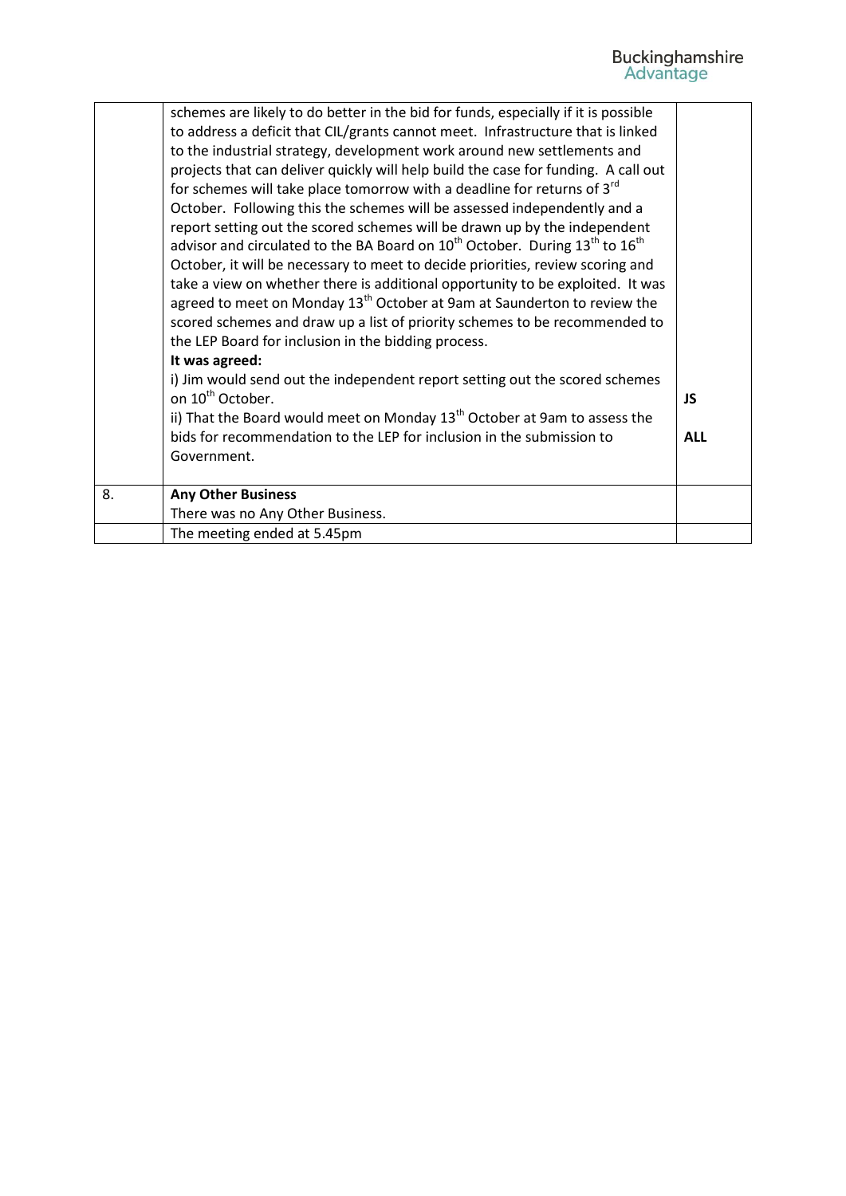| | | |
|---|---|---|
| | schemes are likely to do better in the bid for funds, especially if it is possible to address a deficit that CIL/grants cannot meet. Infrastructure that is linked to the industrial strategy, development work around new settlements and projects that can deliver quickly will help build the case for funding. A call out for schemes will take place tomorrow with a deadline for returns of 3rd October. Following this the schemes will be assessed independently and a report setting out the scored schemes will be drawn up by the independent advisor and circulated to the BA Board on 10th October. During 13th to 16th October, it will be necessary to meet to decide priorities, review scoring and take a view on whether there is additional opportunity to be exploited. It was agreed to meet on Monday 13th October at 9am at Saunderton to review the scored schemes and draw up a list of priority schemes to be recommended to the LEP Board for inclusion in the bidding process.<br>**It was agreed:**<br>i) Jim would send out the independent report setting out the scored schemes on 10th October.<br>ii) That the Board would meet on Monday 13th October at 9am to assess the bids for recommendation to the LEP for inclusion in the submission to Government. | **JS**<br><br>**ALL** |
| 8. | **Any Other Business**<br>There was no Any Other Business. | |
| | The meeting ended at 5.45pm | |